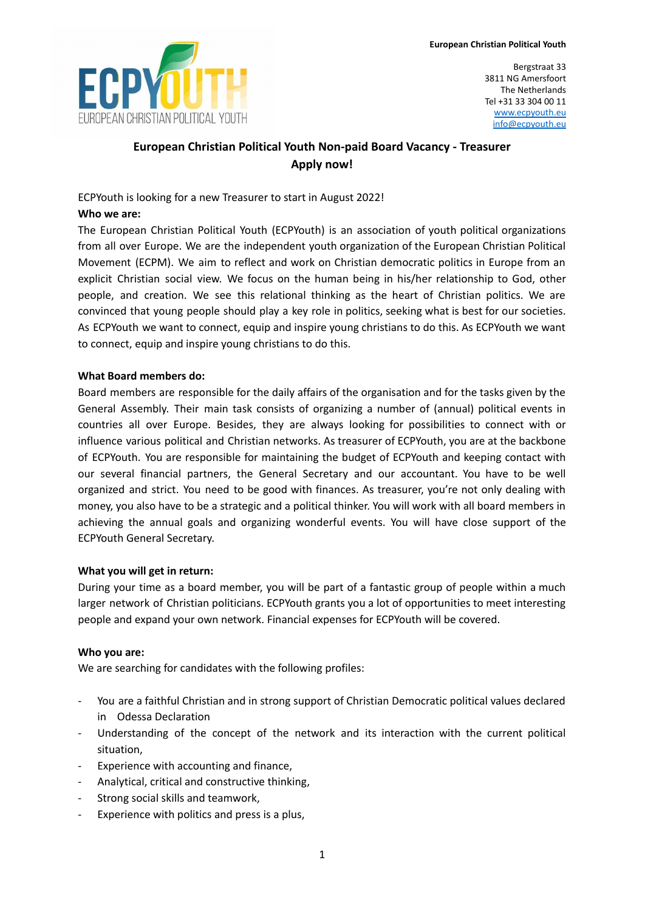**European Christian Political Youth**

Bergstraat 33
3811 NG Amersfoort
The Netherlands
Tel +31 33 304 00 11
www.ecpyouth.eu
info@ecpyouth.eu

# European Christian Political Youth Non-paid Board Vacancy - Treasurer

**Apply now!**

ECPYouth is looking for a new Treasurer to start in August 2022!

**Who we are:**

The European Christian Political Youth (ECPYouth) is an association of youth political organizations from all over Europe. We are the independent youth organization of the European Christian Political Movement (ECPM). We aim to reflect and work on Christian democratic politics in Europe from an explicit Christian social view. We focus on the human being in his/her relationship to God, other people, and creation. We see this relational thinking as the heart of Christian politics. We are convinced that young people should play a key role in politics, seeking what is best for our societies. As ECPYouth we want to connect, equip and inspire young christians to do this. As ECPYouth we want to connect, equip and inspire young christians to do this.

**What Board members do:**

Board members are responsible for the daily affairs of the organisation and for the tasks given by the General Assembly. Their main task consists of organizing a number of (annual) political events in countries all over Europe. Besides, they are always looking for possibilities to connect with or influence various political and Christian networks. As treasurer of ECPYouth, you are at the backbone of ECPYouth. You are responsible for maintaining the budget of ECPYouth and keeping contact with our several financial partners, the General Secretary and our accountant. You have to be well organized and strict. You need to be good with finances. As treasurer, you're not only dealing with money, you also have to be a strategic and a political thinker. You will work with all board members in achieving the annual goals and organizing wonderful events. You will have close support of the ECPYouth General Secretary.

**What you will get in return:**

During your time as a board member, you will be part of a fantastic group of people within a much larger network of Christian politicians. ECPYouth grants you a lot of opportunities to meet interesting people and expand your own network. Financial expenses for ECPYouth will be covered.

**Who you are:**

We are searching for candidates with the following profiles:

- You are a faithful Christian and in strong support of Christian Democratic political values declared in Odessa Declaration
- Understanding of the concept of the network and its interaction with the current political situation,
- Experience with accounting and finance,
- Analytical, critical and constructive thinking,
- Strong social skills and teamwork,
- Experience with politics and press is a plus,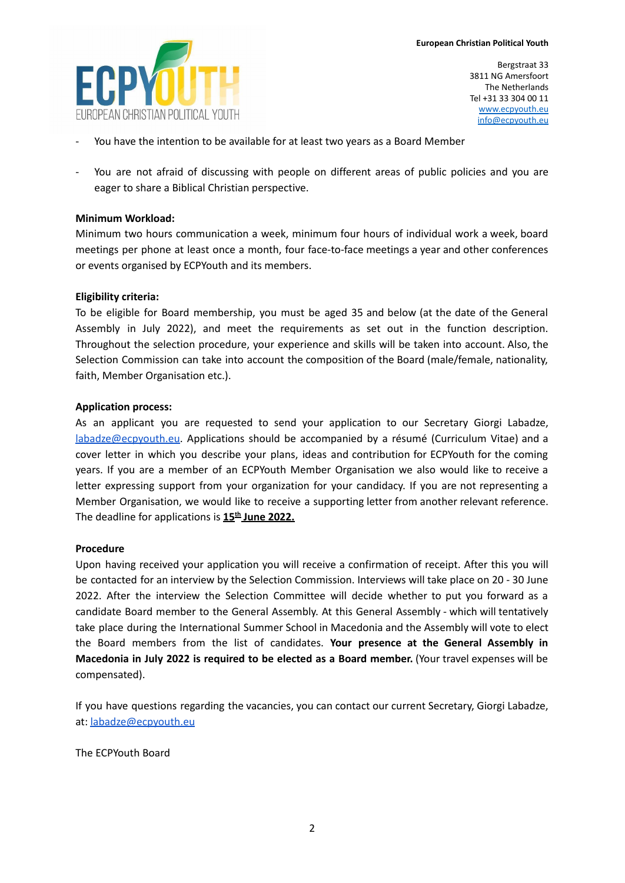- You have the intention to be available for at least two years as a Board Member
- You are not afraid of discussing with people on different areas of public policies and you are eager to share a Biblical Christian perspective.

**Minimum Workload:**
Minimum two hours communication a week, minimum four hours of individual work a week, board meetings per phone at least once a month, four face-to-face meetings a year and other conferences or events organised by ECPYouth and its members.

**Eligibility criteria:**
To be eligible for Board membership, you must be aged 35 and below (at the date of the General Assembly in July 2022), and meet the requirements as set out in the function description. Throughout the selection procedure, your experience and skills will be taken into account. Also, the Selection Commission can take into account the composition of the Board (male/female, nationality, faith, Member Organisation etc.).

**Application process:**
As an applicant you are requested to send your application to our Secretary Giorgi Labadze, labadze@ecpyouth.eu. Applications should be accompanied by a résumé (Curriculum Vitae) and a cover letter in which you describe your plans, ideas and contribution for ECPYouth for the coming years. If you are a member of an ECPYouth Member Organisation we also would like to receive a letter expressing support from your organization for your candidacy. If you are not representing a Member Organisation, we would like to receive a supporting letter from another relevant reference. The deadline for applications is **15th June 2022.**

**Procedure**
Upon having received your application you will receive a confirmation of receipt. After this you will be contacted for an interview by the Selection Commission. Interviews will take place on 20 - 30 June 2022. After the interview the Selection Committee will decide whether to put you forward as a candidate Board member to the General Assembly. At this General Assembly - which will tentatively take place during the International Summer School in Macedonia and the Assembly will vote to elect the Board members from the list of candidates. **Your presence at the General Assembly in Macedonia in July 2022 is required to be elected as a Board member.** (Your travel expenses will be compensated).

If you have questions regarding the vacancies, you can contact our current Secretary, Giorgi Labadze, at: labadze@ecpyouth.eu

The ECPYouth Board